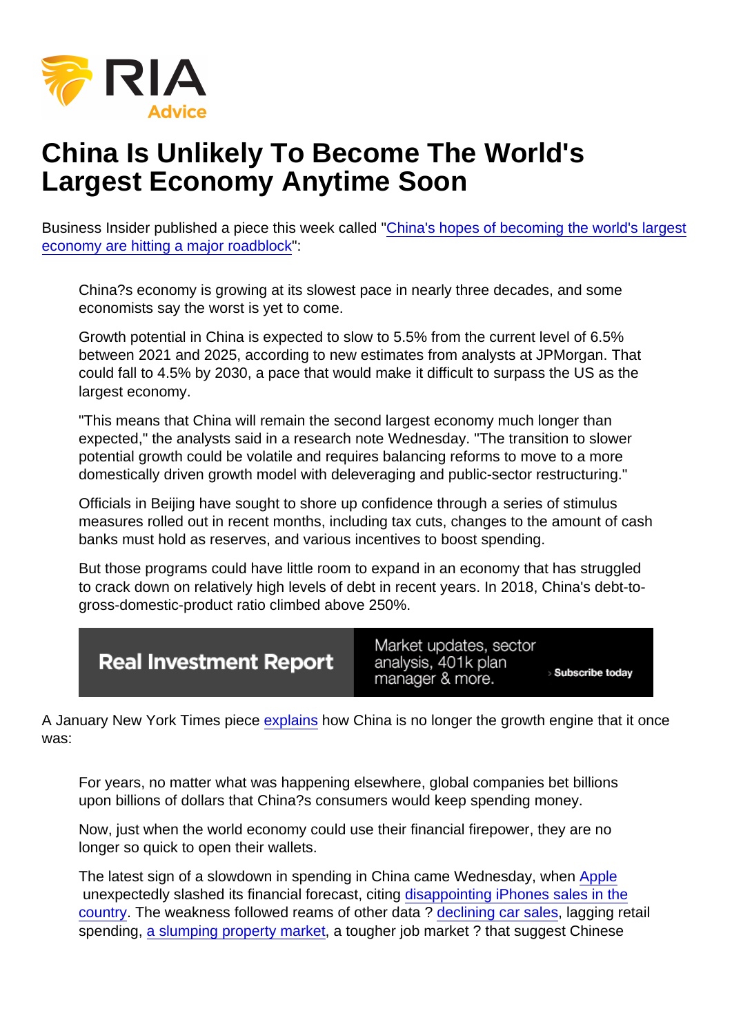# China Is Unlikely To Become The World's Largest Economy Anytime Soon

Business Insider published a piece this week called "China's hopes of becoming the world's largest economy are hitting a major roadblock":

> China?s economy is growing at its slowest pace in nearly three decades, and some economists say the worst is yet to come.
>
> Growth potential in China is expected to slow to 5.5% from the current level of 6.5% between 2021 and 2025, according to new estimates from analysts at JPMorgan. That could fall to 4.5% by 2030, a pace that would make it difficult to surpass the US as the largest economy.
>
> "This means that China will remain the second largest economy much longer than expected," the analysts said in a research note Wednesday. "The transition to slower potential growth could be volatile and requires balancing reforms to move to a more domestically driven growth model with deleveraging and public-sector restructuring."
>
> Officials in Beijing have sought to shore up confidence through a series of stimulus measures rolled out in recent months, including tax cuts, changes to the amount of cash banks must hold as reserves, and various incentives to boost spending.
>
> But those programs could have little room to expand in an economy that has struggled to crack down on relatively high levels of debt in recent years. In 2018, China's debt-to-gross-domestic-product ratio climbed above 250%.

A January New York Times piece explains how China is no longer the growth engine that it once was:

> For years, no matter what was happening elsewhere, global companies bet billions upon billions of dollars that China?s consumers would keep spending money.
>
> Now, just when the world economy could use their financial firepower, they are no longer so quick to open their wallets.
>
> The latest sign of a slowdown in spending in China came Wednesday, when Apple unexpectedly slashed its financial forecast, citing disappointing iPhones sales in the country. The weakness followed reams of other data ? declining car sales, lagging retail spending, a slumping property market, a tougher job market ? that suggest Chinese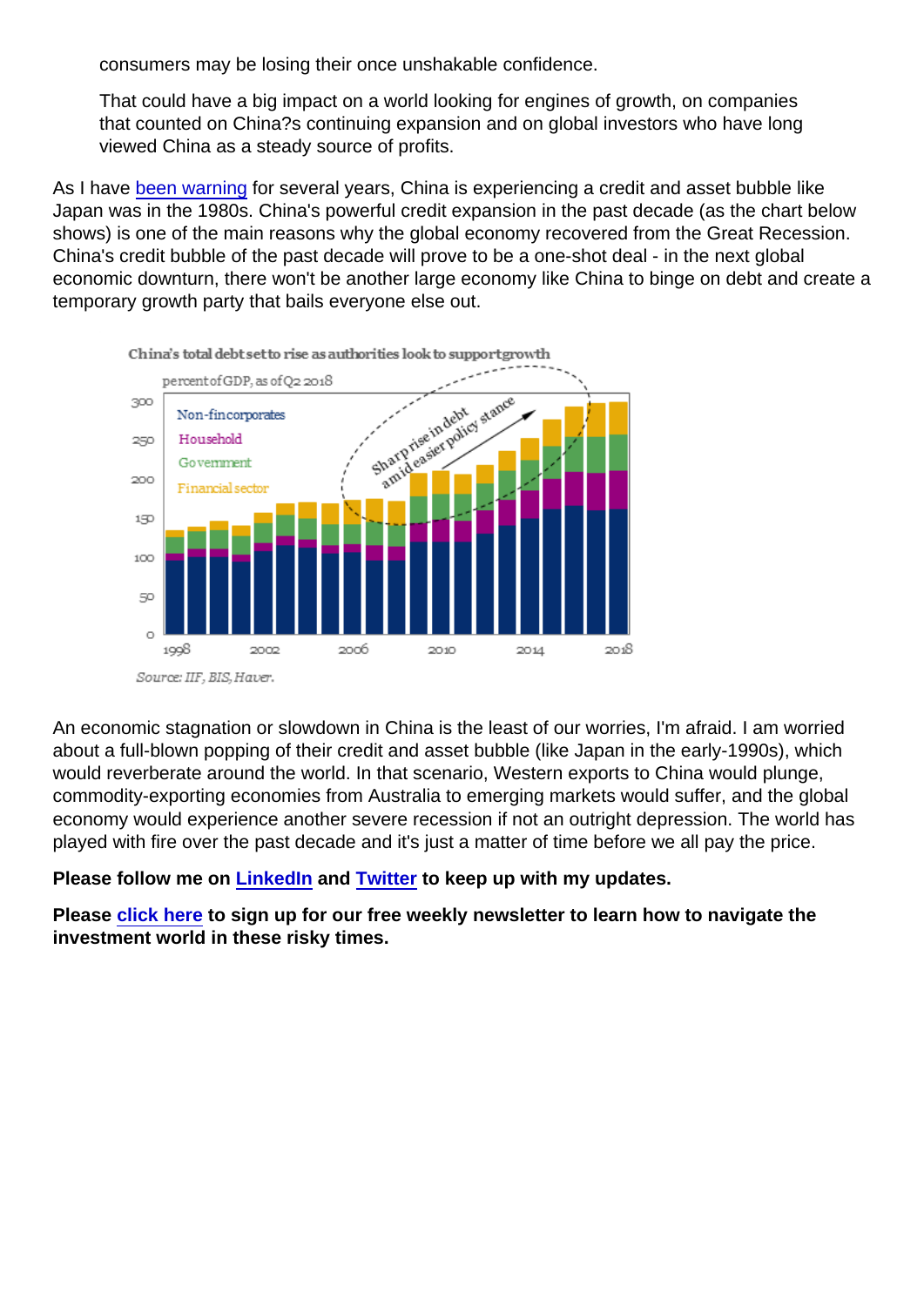> consumers may be losing their once unshakable confidence.
>
> That could have a big impact on a world looking for engines of growth, on companies that counted on China?s continuing expansion and on global investors who have long viewed China as a steady source of profits.

As I have [been warning] for several years, China is experiencing a credit and asset bubble like Japan was in the 1980s. China's powerful credit expansion in the past decade (as the chart below shows) is one of the main reasons why the global economy recovered from the Great Recession. China's credit bubble of the past decade will prove to be a one-shot deal - in the next global economic downturn, there won't be another large economy like China to binge on debt and create a temporary growth party that bails everyone else out.

China's total debt set to rise as authorities look to support growth

percent of GDP, as of Q2 2018

Non-fin corporates
Household
Government
Financial sector

Sharp rise in debt amid easier policy stance

300
250
200
150
100
50
0

1998
2002
2006
2010
2014
2018

Source: IIF, BIS, Haver.

An economic stagnation or slowdown in China is the least of our worries, I'm afraid. I am worried about a full-blown popping of their credit and asset bubble (like Japan in the early-1990s), which would reverberate around the world. In that scenario, Western exports to China would plunge, commodity-exporting economies from Australia to emerging markets would suffer, and the global economy would experience another severe recession if not an outright depression. The world has played with fire over the past decade and it's just a matter of time before we all pay the price.

**Please follow me on LinkedIn and Twitter to keep up with my updates.**

**Please click here to sign up for our free weekly newsletter to learn how to navigate the investment world in these risky times.**